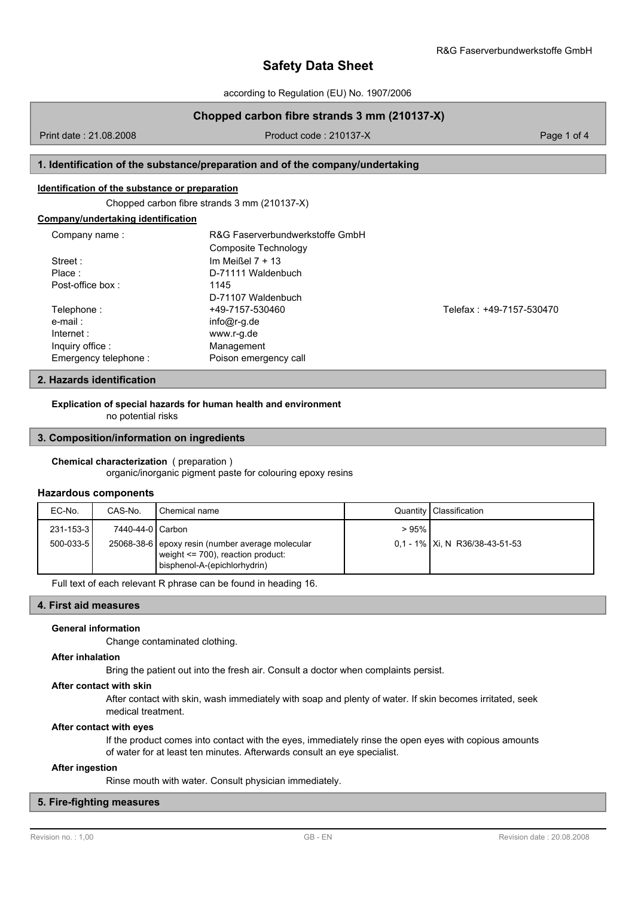# Safety Data Sheet

according to Regulation (EU) No. 1907/2006

**Chopped carbon fibre strands 3 mm (210137-X)**

Print date : 21.08.2008 Product code : 210137-X

## 1. Identification of the substance/preparation and of the company/undertaking

**Identification of the substance or preparation**

Chopped carbon fibre strands 3 mm (210137-X)

**Company/undertaking identification**

| | | |
|---|---|---|
| Company name : | R&G Faserverbundwerkstoffe GmbH<br>Composite Technology | |
| Street : | Im Meißel 7 + 13 | |
| Place : | D-71111 Waldenbuch | |
| Post-office box : | 1145<br>D-71107 Waldenbuch | |
| Telephone : | +49-7157-530460 | Telefax : +49-7157-530470 |
| e-mail : | info@r-g.de | |
| Internet : | www.r-g.de | |
| Inquiry office : | Management | |
| Emergency telephone : | Poison emergency call | |

## 2. Hazards identification

**Explication of special hazards for human health and environment**

no potential risks

## 3. Composition/information on ingredients

**Chemical characterization** ( preparation )

organic/inorganic pigment paste for colouring epoxy resins

### Hazardous components

| EC-No. | CAS-No. | Chemical name | Quantity | Classification |
|---|---|---|---|---|
| 231-153-3 | 7440-44-0 | Carbon | > 95% | |
| 500-033-5 | 25068-38-6 | epoxy resin (number average molecular weight <= 700), reaction product: bisphenol-A-(epichlorhydrin) | 0,1 - 1% | Xi, N R36/38-43-51-53 |

Full text of each relevant R phrase can be found in heading 16.

## 4. First aid measures

**General information**

Change contaminated clothing.

**After inhalation**

Bring the patient out into the fresh air. Consult a doctor when complaints persist.

**After contact with skin**

After contact with skin, wash immediately with soap and plenty of water. If skin becomes irritated, seek medical treatment.

**After contact with eyes**

If the product comes into contact with the eyes, immediately rinse the open eyes with copious amounts of water for at least ten minutes. Afterwards consult an eye specialist.

**After ingestion**

Rinse mouth with water. Consult physician immediately.

## 5. Fire-fighting measures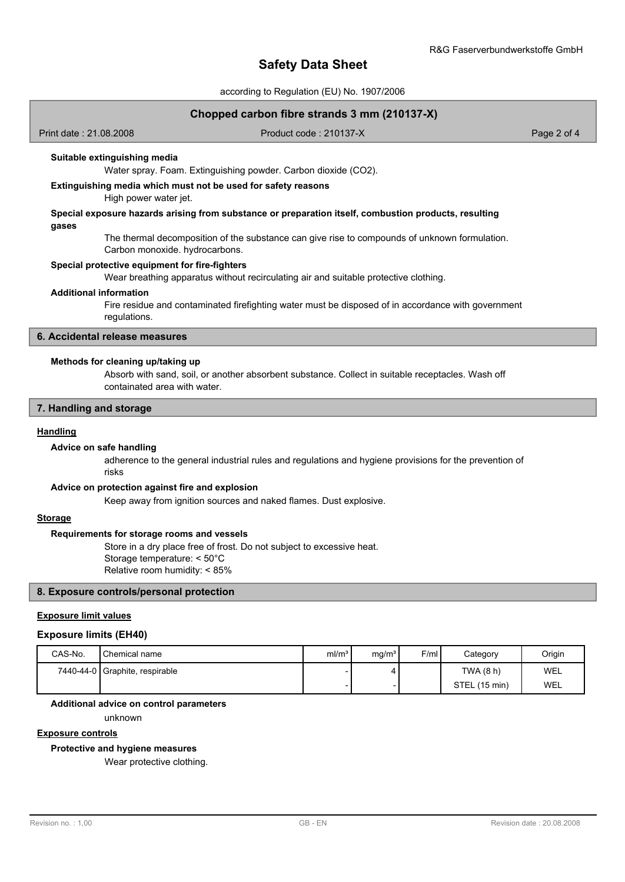#### Suitable extinguishing media

Water spray. Foam. Extinguishing powder. Carbon dioxide ($CO_2$).

#### Extinguishing media which must not be used for safety reasons

High power water jet.

#### Special exposure hazards arising from substance or preparation itself, combustion products, resulting gases

The thermal decomposition of the substance can give rise to compounds of unknown formulation. Carbon monoxide. hydrocarbons.

#### Special protective equipment for fire-fighters

Wear breathing apparatus without recirculating air and suitable protective clothing.

#### Additional information

Fire residue and contaminated firefighting water must be disposed of in accordance with government regulations.

## 6. Accidental release measures

#### Methods for cleaning up/taking up

Absorb with sand, soil, or another absorbent substance. Collect in suitable receptacles. Wash off containated area with water.

## 7. Handling and storage

### Handling

#### Advice on safe handling

adherence to the general industrial rules and regulations and hygiene provisions for the prevention of risks

#### Advice on protection against fire and explosion

Keep away from ignition sources and naked flames. Dust explosive.

### Storage

#### Requirements for storage rooms and vessels

Store in a dry place free of frost. Do not subject to excessive heat.
Storage temperature: < 50°C
Relative room humidity: < 85%

## 8. Exposure controls/personal protection

### Exposure limit values

### Exposure limits (EH40)

| CAS-No. | Chemical name | ml/m³ | mg/m³ | F/ml | Category | Origin |
|---|---|---|---|---|---|---|
| 7440-44-0 | Graphite, respirable | - | 4 | | TWA (8 h) | WEL |
| | | - | - | | STEL (15 min) | WEL |

#### Additional advice on control parameters

unknown

### Exposure controls

#### Protective and hygiene measures

Wear protective clothing.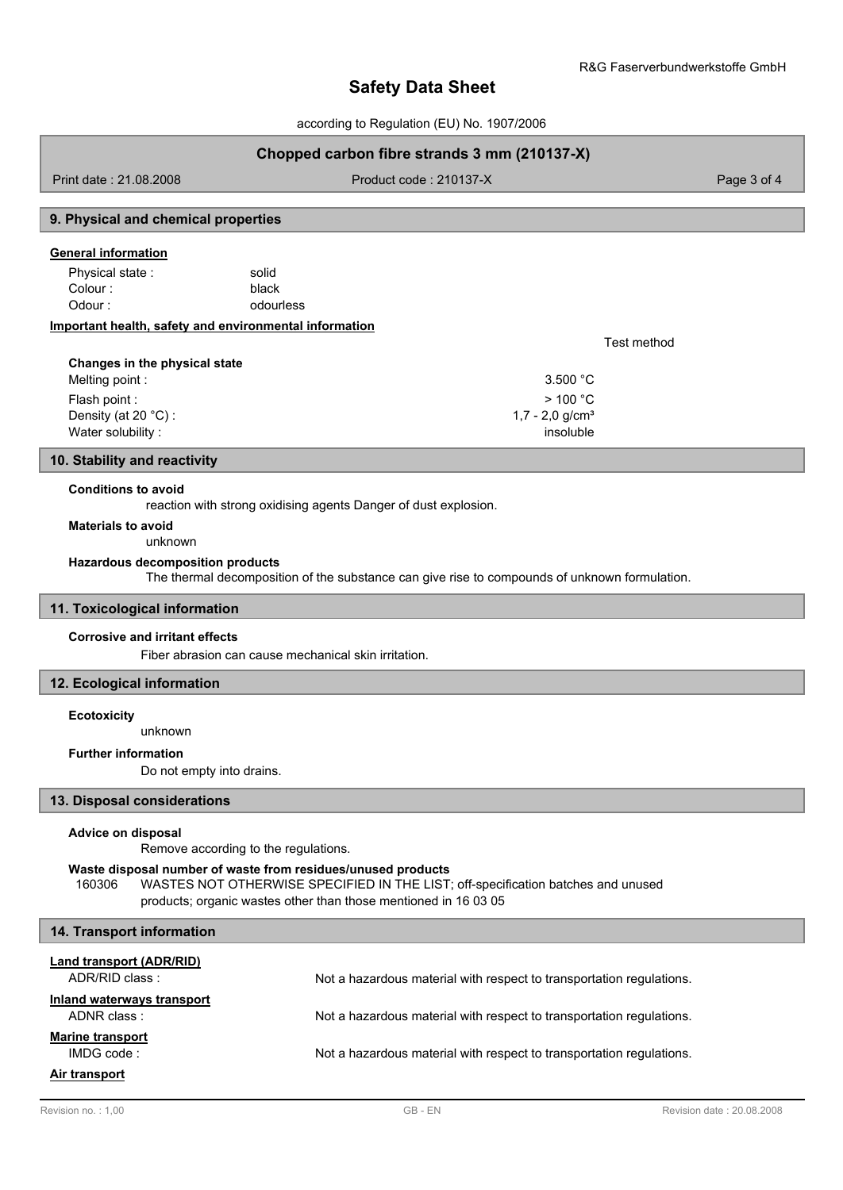## 9. Physical and chemical properties

**General information**

Physical state : solid
Colour : black
Odour : odourless

**Important health, safety and environmental information**

| | | Test method |
|---|---|---|
| **Changes in the physical state** | | |
| Melting point : | 3.500 °C | |
| Flash point : | > 100 °C | |
| Density (at 20 °C) : | 1,7 - 2,0 g/cm³ | |
| Water solubility : | insoluble | |

## 10. Stability and reactivity

**Conditions to avoid**

reaction with strong oxidising agents Danger of dust explosion.

**Materials to avoid**

unknown

**Hazardous decomposition products**

The thermal decomposition of the substance can give rise to compounds of unknown formulation.

## 11. Toxicological information

**Corrosive and irritant effects**

Fiber abrasion can cause mechanical skin irritation.

## 12. Ecological information

**Ecotoxicity**

unknown

**Further information**

Do not empty into drains.

## 13. Disposal considerations

**Advice on disposal**

Remove according to the regulations.

**Waste disposal number of waste from residues/unused products**

160306 WASTES NOT OTHERWISE SPECIFIED IN THE LIST; off-specification batches and unused products; organic wastes other than those mentioned in 16 03 05

## 14. Transport information

**Land transport (ADR/RID)**

ADR/RID class : Not a hazardous material with respect to transportation regulations.

**Inland waterways transport**

ADNR class : Not a hazardous material with respect to transportation regulations.

**Marine transport**

IMDG code : Not a hazardous material with respect to transportation regulations.

**Air transport**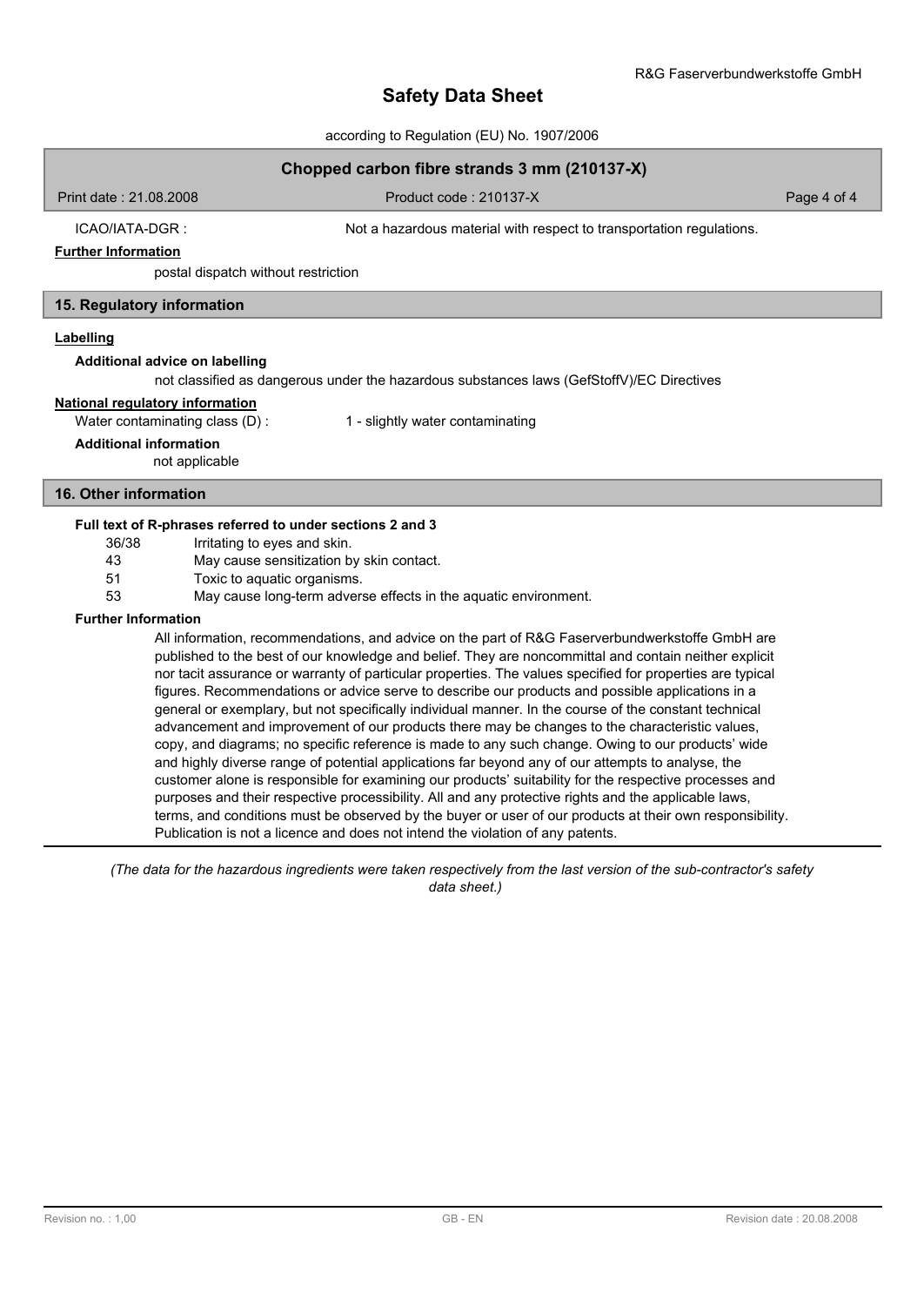ICAO/IATA-DGR : Not a hazardous material with respect to transportation regulations.

**Further Information**

postal dispatch without restriction

## 15. Regulatory information

**Labelling**

**Additional advice on labelling**

not classified as dangerous under the hazardous substances laws (GefStoffV)/EC Directives

**National regulatory information**

Water contaminating class (D) : 1 - slightly water contaminating

**Additional information**

not applicable

## 16. Other information

**Full text of R-phrases referred to under sections 2 and 3**

| | |
|---|---|
| 36/38 | Irritating to eyes and skin. |
| 43 | May cause sensitization by skin contact. |
| 51 | Toxic to aquatic organisms. |
| 53 | May cause long-term adverse effects in the aquatic environment. |

**Further Information**

All information, recommendations, and advice on the part of R&G Faserverbundwerkstoffe GmbH are published to the best of our knowledge and belief. They are noncommittal and contain neither explicit nor tacit assurance or warranty of particular properties. The values specified for properties are typical figures. Recommendations or advice serve to describe our products and possible applications in a general or exemplary, but not specifically individual manner. In the course of the constant technical advancement and improvement of our products there may be changes to the characteristic values, copy, and diagrams; no specific reference is made to any such change. Owing to our products' wide and highly diverse range of potential applications far beyond any of our attempts to analyse, the customer alone is responsible for examining our products' suitability for the respective processes and purposes and their respective processibility. All and any protective rights and the applicable laws, terms, and conditions must be observed by the buyer or user of our products at their own responsibility. Publication is not a licence and does not intend the violation of any patents.

*(The data for the hazardous ingredients were taken respectively from the last version of the sub-contractor's safety data sheet.)*